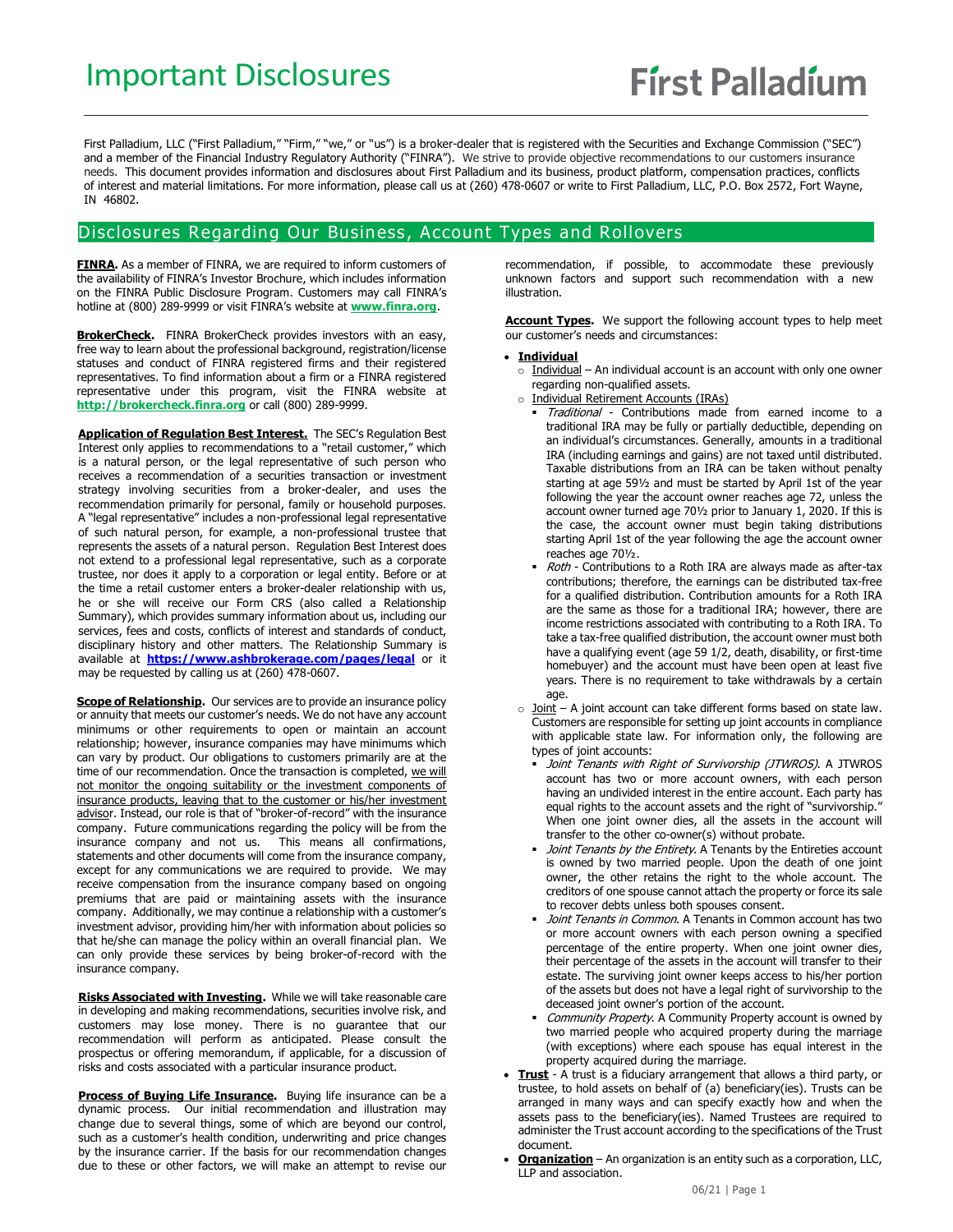# Important Disclosures

First Palladium

First Palladium, LLC ("First Palladium," "Firm," "we," or "us") is a broker-dealer that is registered with the Securities and Exchange Commission ("SEC") and a member of the Financial Industry Regulatory Authority ("FINRA"). We strive to provide objective recommendations to our customers insurance needs. This document provides information and disclosures about First Palladium and its business, product platform, compensation practices, conflicts of interest and material limitations. For more information, please call us at (260) 478-0607 or write to First Palladium, LLC, P.O. Box 2572, Fort Wayne, IN 46802.

## Disclosures Regarding Our Business, Account Types and Rollovers

**FINRA.** As a member of FINRA, we are required to inform customers of the availability of FINRA's Investor Brochure, which includes information on the FINRA Public Disclosure Program. Customers may call FINRA's hotline at (800) 289-9999 or visit FINRA's website at **www.finra.org**.

**BrokerCheck.** FINRA BrokerCheck provides investors with an easy, free way to learn about the professional background, registration/license statuses and conduct of FINRA registered firms and their registered representatives. To find information about a firm or a FINRA registered representative under this program, visit the FINRA website at **http://brokercheck.finra.org** or call (800) 289-9999.

**Application of Regulation Best Interest.** The SEC's Regulation Best Interest only applies to recommendations to a "retail customer," which is a natural person, or the legal representative of such person who receives a recommendation of a securities transaction or investment strategy involving securities from a broker-dealer, and uses the recommendation primarily for personal, family or household purposes. A "legal representative" includes a non-professional legal representative of such natural person, for example, a non-professional trustee that represents the assets of a natural person. Regulation Best Interest does not extend to a professional legal representative, such as a corporate trustee, nor does it apply to a corporation or legal entity. Before or at the time a retail customer enters a broker-dealer relationship with us, he or she will receive our Form CRS (also called a Relationship Summary), which provides summary information about us, including our services, fees and costs, conflicts of interest and standards of conduct, disciplinary history and other matters. The Relationship Summary is available at **https://www.ashbrokerage.com/pages/legal** or it may be requested by calling us at (260) 478-0607.

**Scope of Relationship.** Our services are to provide an insurance policy or annuity that meets our customer's needs. We do not have any account minimums or other requirements to open or maintain an account relationship; however, insurance companies may have minimums which can vary by product. Our obligations to customers primarily are at the time of our recommendation. Once the transaction is completed, we will not monitor the ongoing suitability or the investment components of insurance products, leaving that to the customer or his/her investment advisor. Instead, our role is that of "broker-of-record" with the insurance company. Future communications regarding the policy will be from the insurance company and not us. This means all confirmations, statements and other documents will come from the insurance company, except for any communications we are required to provide. We may receive compensation from the insurance company based on ongoing premiums that are paid or maintaining assets with the insurance company. Additionally, we may continue a relationship with a customer's investment advisor, providing him/her with information about policies so that he/she can manage the policy within an overall financial plan. We can only provide these services by being broker-of-record with the insurance company.

**Risks Associated with Investing.** While we will take reasonable care in developing and making recommendations, securities involve risk, and customers may lose money. There is no guarantee that our recommendation will perform as anticipated. Please consult the prospectus or offering memorandum, if applicable, for a discussion of risks and costs associated with a particular insurance product.

**Process of Buying Life Insurance.** Buying life insurance can be a dynamic process. Our initial recommendation and illustration may change due to several things, some of which are beyond our control, such as a customer's health condition, underwriting and price changes by the insurance carrier. If the basis for our recommendation changes due to these or other factors, we will make an attempt to revise our recommendation, if possible, to accommodate these previously unknown factors and support such recommendation with a new illustration.

**Account Types.** We support the following account types to help meet our customer's needs and circumstances:

- **Individual**
  - Individual – An individual account is an account with only one owner regarding non-qualified assets.
  - Individual Retirement Accounts (IRAs)
    - *Traditional* - Contributions made from earned income to a traditional IRA may be fully or partially deductible, depending on an individual's circumstances. Generally, amounts in a traditional IRA (including earnings and gains) are not taxed until distributed. Taxable distributions from an IRA can be taken without penalty starting at age 59½ and must be started by April 1st of the year following the year the account owner reaches age 72, unless the account owner turned age 70½ prior to January 1, 2020. If this is the case, the account owner must begin taking distributions starting April 1st of the year following the age the account owner reaches age 70½.
    - *Roth* - Contributions to a Roth IRA are always made as after-tax contributions; therefore, the earnings can be distributed tax-free for a qualified distribution. Contribution amounts for a Roth IRA are the same as those for a traditional IRA; however, there are income restrictions associated with contributing to a Roth IRA. To take a tax-free qualified distribution, the account owner must both have a qualifying event (age 59 1/2, death, disability, or first-time homebuyer) and the account must have been open at least five years. There is no requirement to take withdrawals by a certain age.
  - Joint – A joint account can take different forms based on state law. Customers are responsible for setting up joint accounts in compliance with applicable state law. For information only, the following are types of joint accounts:
    - *Joint Tenants with Right of Survivorship (JTWROS).* A JTWROS account has two or more account owners, with each person having an undivided interest in the entire account. Each party has equal rights to the account assets and the right of "survivorship." When one joint owner dies, all the assets in the account will transfer to the other co-owner(s) without probate.
    - *Joint Tenants by the Entirety.* A Tenants by the Entireties account is owned by two married people. Upon the death of one joint owner, the other retains the right to the whole account. The creditors of one spouse cannot attach the property or force its sale to recover debts unless both spouses consent.
    - *Joint Tenants in Common.* A Tenants in Common account has two or more account owners with each person owning a specified percentage of the entire property. When one joint owner dies, their percentage of the assets in the account will transfer to their estate. The surviving joint owner keeps access to his/her portion of the assets but does not have a legal right of survivorship to the deceased joint owner's portion of the account.
    - *Community Property.* A Community Property account is owned by two married people who acquired property during the marriage (with exceptions) where each spouse has equal interest in the property acquired during the marriage.
- **Trust** - A trust is a fiduciary arrangement that allows a third party, or trustee, to hold assets on behalf of (a) beneficiary(ies). Trusts can be arranged in many ways and can specify exactly how and when the assets pass to the beneficiary(ies). Named Trustees are required to administer the Trust account according to the specifications of the Trust document.
- **Organization** – An organization is an entity such as a corporation, LLC, LLP and association.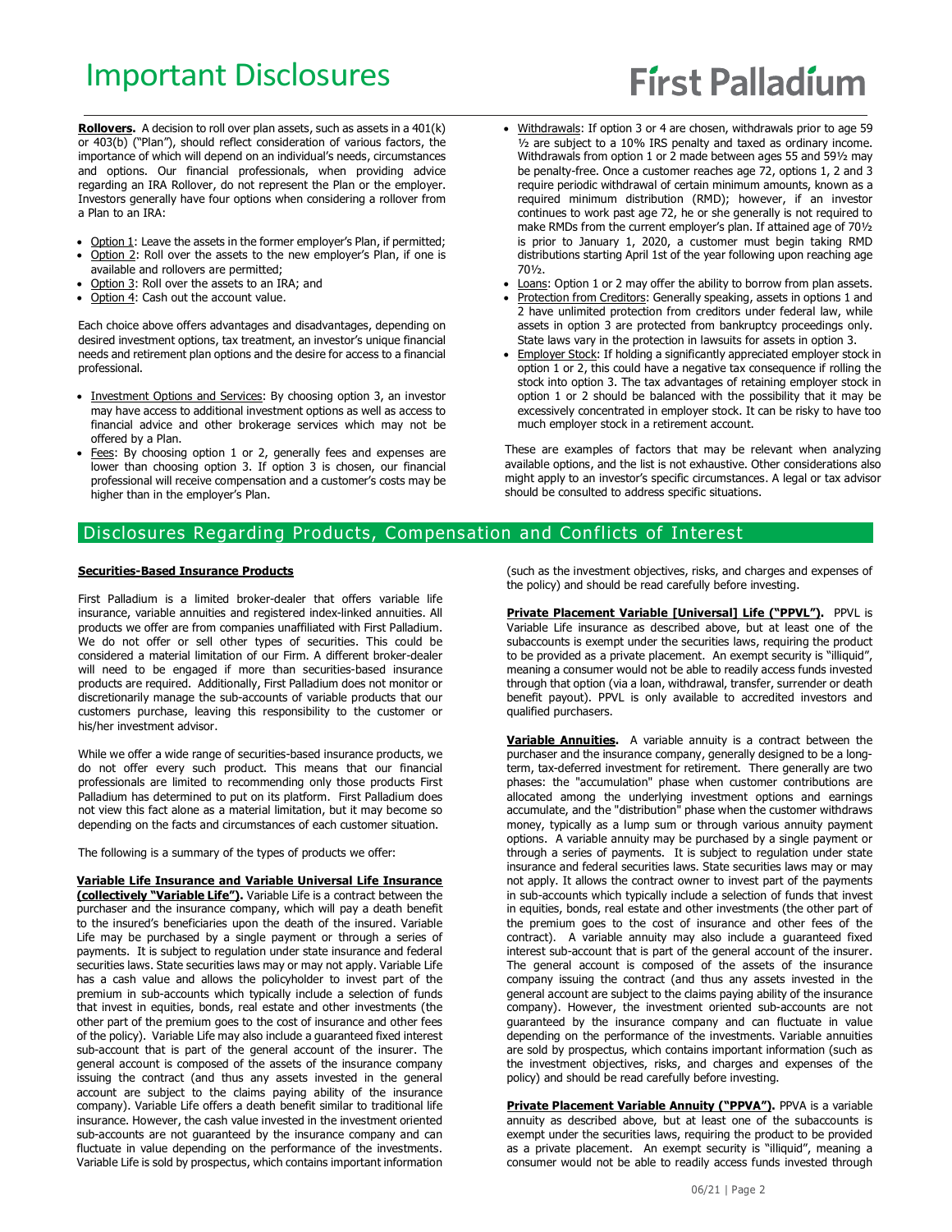# Important Disclosures

**Rollovers.** A decision to roll over plan assets, such as assets in a 401(k) or 403(b) ("Plan"), should reflect consideration of various factors, the importance of which will depend on an individual's needs, circumstances and options. Our financial professionals, when providing advice regarding an IRA Rollover, do not represent the Plan or the employer. Investors generally have four options when considering a rollover from a Plan to an IRA:

- Option 1: Leave the assets in the former employer's Plan, if permitted;
- Option 2: Roll over the assets to the new employer's Plan, if one is available and rollovers are permitted;
- Option 3: Roll over the assets to an IRA; and
- Option 4: Cash out the account value.

Each choice above offers advantages and disadvantages, depending on desired investment options, tax treatment, an investor's unique financial needs and retirement plan options and the desire for access to a financial professional.

- Investment Options and Services: By choosing option 3, an investor may have access to additional investment options as well as access to financial advice and other brokerage services which may not be offered by a Plan.
- Fees: By choosing option 1 or 2, generally fees and expenses are lower than choosing option 3. If option 3 is chosen, our financial professional will receive compensation and a customer's costs may be higher than in the employer's Plan.
- Withdrawals: If option 3 or 4 are chosen, withdrawals prior to age 59 ½ are subject to a 10% IRS penalty and taxed as ordinary income. Withdrawals from option 1 or 2 made between ages 55 and 59½ may be penalty-free. Once a customer reaches age 72, options 1, 2 and 3 require periodic withdrawal of certain minimum amounts, known as a required minimum distribution (RMD); however, if an investor continues to work past age 72, he or she generally is not required to make RMDs from the current employer's plan. If attained age of 70½ is prior to January 1, 2020, a customer must begin taking RMD distributions starting April 1st of the year following upon reaching age 70½.
- Loans: Option 1 or 2 may offer the ability to borrow from plan assets.
- Protection from Creditors: Generally speaking, assets in options 1 and 2 have unlimited protection from creditors under federal law, while assets in option 3 are protected from bankruptcy proceedings only. State laws vary in the protection in lawsuits for assets in option 3.
- Employer Stock: If holding a significantly appreciated employer stock in option 1 or 2, this could have a negative tax consequence if rolling the stock into option 3. The tax advantages of retaining employer stock in option 1 or 2 should be balanced with the possibility that it may be excessively concentrated in employer stock. It can be risky to have too much employer stock in a retirement account.

These are examples of factors that may be relevant when analyzing available options, and the list is not exhaustive. Other considerations also might apply to an investor's specific circumstances. A legal or tax advisor should be consulted to address specific situations.

## Disclosures Regarding Products, Compensation and Conflicts of Interest

**Securities-Based Insurance Products**

First Palladium is a limited broker-dealer that offers variable life insurance, variable annuities and registered index-linked annuities. All products we offer are from companies unaffiliated with First Palladium. We do not offer or sell other types of securities. This could be considered a material limitation of our Firm. A different broker-dealer will need to be engaged if more than securities-based insurance products are required. Additionally, First Palladium does not monitor or discretionarily manage the sub-accounts of variable products that our customers purchase, leaving this responsibility to the customer or his/her investment advisor.

While we offer a wide range of securities-based insurance products, we do not offer every such product. This means that our financial professionals are limited to recommending only those products First Palladium has determined to put on its platform. First Palladium does not view this fact alone as a material limitation, but it may become so depending on the facts and circumstances of each customer situation.

The following is a summary of the types of products we offer:

**Variable Life Insurance and Variable Universal Life Insurance (collectively "Variable Life").** Variable Life is a contract between the purchaser and the insurance company, which will pay a death benefit to the insured's beneficiaries upon the death of the insured. Variable Life may be purchased by a single payment or through a series of payments. It is subject to regulation under state insurance and federal securities laws. State securities laws may or may not apply. Variable Life has a cash value and allows the policyholder to invest part of the premium in sub-accounts which typically include a selection of funds that invest in equities, bonds, real estate and other investments (the other part of the premium goes to the cost of insurance and other fees of the policy). Variable Life may also include a guaranteed fixed interest sub-account that is part of the general account of the insurer. The general account is composed of the assets of the insurance company issuing the contract (and thus any assets invested in the general account are subject to the claims paying ability of the insurance company). Variable Life offers a death benefit similar to traditional life insurance. However, the cash value invested in the investment oriented sub-accounts are not guaranteed by the insurance company and can fluctuate in value depending on the performance of the investments. Variable Life is sold by prospectus, which contains important information (such as the investment objectives, risks, and charges and expenses of the policy) and should be read carefully before investing.

**Private Placement Variable [Universal] Life ("PPVL").** PPVL is Variable Life insurance as described above, but at least one of the subaccounts is exempt under the securities laws, requiring the product to be provided as a private placement. An exempt security is "illiquid", meaning a consumer would not be able to readily access funds invested through that option (via a loan, withdrawal, transfer, surrender or death benefit payout). PPVL is only available to accredited investors and qualified purchasers.

**Variable Annuities.** A variable annuity is a contract between the purchaser and the insurance company, generally designed to be a long-term, tax-deferred investment for retirement. There generally are two phases: the "accumulation" phase when customer contributions are allocated among the underlying investment options and earnings accumulate, and the "distribution" phase when the customer withdraws money, typically as a lump sum or through various annuity payment options. A variable annuity may be purchased by a single payment or through a series of payments. It is subject to regulation under state insurance and federal securities laws. State securities laws may or may not apply. It allows the contract owner to invest part of the payments in sub-accounts which typically include a selection of funds that invest in equities, bonds, real estate and other investments (the other part of the premium goes to the cost of insurance and other fees of the contract). A variable annuity may also include a guaranteed fixed interest sub-account that is part of the general account of the insurer. The general account is composed of the assets of the insurance company issuing the contract (and thus any assets invested in the general account are subject to the claims paying ability of the insurance company). However, the investment oriented sub-accounts are not guaranteed by the insurance company and can fluctuate in value depending on the performance of the investments. Variable annuities are sold by prospectus, which contains important information (such as the investment objectives, risks, and charges and expenses of the policy) and should be read carefully before investing.

**Private Placement Variable Annuity ("PPVA").** PPVA is a variable annuity as described above, but at least one of the subaccounts is exempt under the securities laws, requiring the product to be provided as a private placement. An exempt security is "illiquid", meaning a consumer would not be able to readily access funds invested through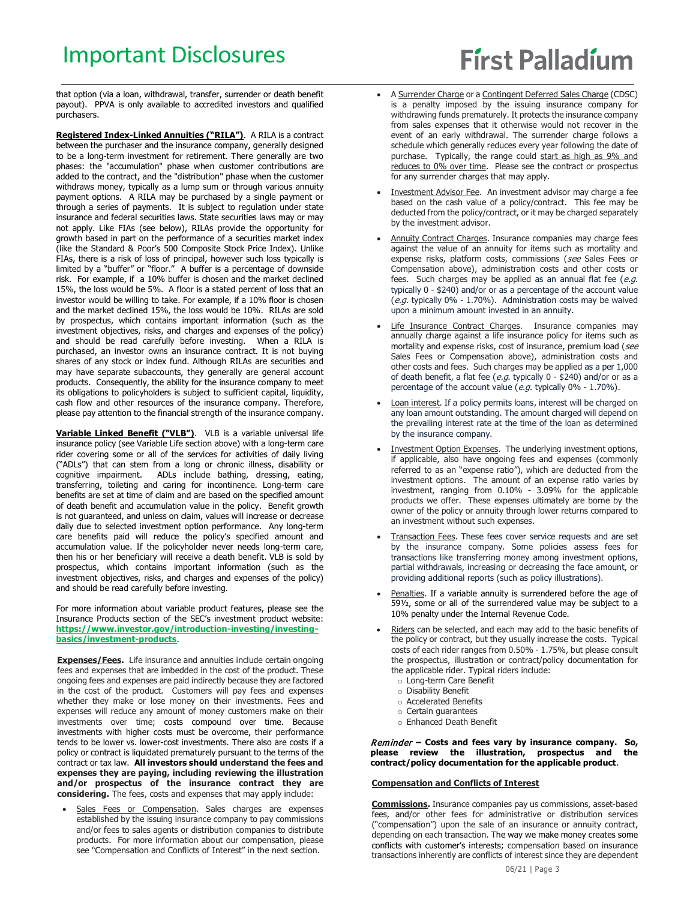that option (via a loan, withdrawal, transfer, surrender or death benefit payout). PPVA is only available to accredited investors and qualified purchasers.

**Registered Index-Linked Annuities ("RILA")**. A RILA is a contract between the purchaser and the insurance company, generally designed to be a long-term investment for retirement. There generally are two phases: the "accumulation" phase when customer contributions are added to the contract, and the "distribution" phase when the customer withdraws money, typically as a lump sum or through various annuity payment options. A RILA may be purchased by a single payment or through a series of payments. It is subject to regulation under state insurance and federal securities laws. State securities laws may or may not apply. Like FIAs (see below), RILAs provide the opportunity for growth based in part on the performance of a securities market index (like the Standard & Poor's 500 Composite Stock Price Index). Unlike FIAs, there is a risk of loss of principal, however such loss typically is limited by a "buffer" or "floor." A buffer is a percentage of downside risk. For example, if a 10% buffer is chosen and the market declined 15%, the loss would be 5%. A floor is a stated percent of loss that an investor would be willing to take. For example, if a 10% floor is chosen and the market declined 15%, the loss would be 10%. RILAs are sold by prospectus, which contains important information (such as the investment objectives, risks, and charges and expenses of the policy) and should be read carefully before investing. When a RILA is purchased, an investor owns an insurance contract. It is not buying shares of any stock or index fund. Although RILAs are securities and may have separate subaccounts, they generally are general account products. Consequently, the ability for the insurance company to meet its obligations to policyholders is subject to sufficient capital, liquidity, cash flow and other resources of the insurance company. Therefore, please pay attention to the financial strength of the insurance company.

**Variable Linked Benefit ("VLB")**. VLB is a variable universal life insurance policy (see Variable Life section above) with a long-term care rider covering some or all of the services for activities of daily living ("ADLs") that can stem from a long or chronic illness, disability or cognitive impairment. ADLs include bathing, dressing, eating, transferring, toileting and caring for incontinence. Long-term care benefits are set at time of claim and are based on the specified amount of death benefit and accumulation value in the policy. Benefit growth is not guaranteed, and unless on claim, values will increase or decrease daily due to selected investment option performance. Any long-term care benefits paid will reduce the policy's specified amount and accumulation value. If the policyholder never needs long-term care, then his or her beneficiary will receive a death benefit. VLB is sold by prospectus, which contains important information (such as the investment objectives, risks, and charges and expenses of the policy) and should be read carefully before investing.

For more information about variable product features, please see the Insurance Products section of the SEC's investment product website: **https://www.investor.gov/introduction-investing/investing-basics/investment-products**.

**Expenses/Fees.** Life insurance and annuities include certain ongoing fees and expenses that are imbedded in the cost of the product. These ongoing fees and expenses are paid indirectly because they are factored in the cost of the product. Customers will pay fees and expenses whether they make or lose money on their investments. Fees and expenses will reduce any amount of money customers make on their investments over time; costs compound over time. Because investments with higher costs must be overcome, their performance tends to be lower vs. lower-cost investments. There also are costs if a policy or contract is liquidated prematurely pursuant to the terms of the contract or tax law. **All investors should understand the fees and expenses they are paying, including reviewing the illustration and/or prospectus of the insurance contract they are considering.** The fees, costs and expenses that may apply include:

- Sales Fees or Compensation. Sales charges are expenses established by the issuing insurance company to pay commissions and/or fees to sales agents or distribution companies to distribute products. For more information about our compensation, please see "Compensation and Conflicts of Interest" in the next section.
- A Surrender Charge or a Contingent Deferred Sales Charge (CDSC) is a penalty imposed by the issuing insurance company for withdrawing funds prematurely. It protects the insurance company from sales expenses that it otherwise would not recover in the event of an early withdrawal. The surrender charge follows a schedule which generally reduces every year following the date of purchase. Typically, the range could start as high as 9% and reduces to 0% over time. Please see the contract or prospectus for any surrender charges that may apply.
- Investment Advisor Fee. An investment advisor may charge a fee based on the cash value of a policy/contract. This fee may be deducted from the policy/contract, or it may be charged separately by the investment advisor.
- Annuity Contract Charges. Insurance companies may charge fees against the value of an annuity for items such as mortality and expense risks, platform costs, commissions (*see* Sales Fees or Compensation above), administration costs and other costs or fees. Such charges may be applied as an annual flat fee (*e.g.* typically 0 - $240) and/or or as a percentage of the account value (*e.g.* typically 0% - 1.70%). Administration costs may be waived upon a minimum amount invested in an annuity.
- Life Insurance Contract Charges. Insurance companies may annually charge against a life insurance policy for items such as mortality and expense risks, cost of insurance, premium load (*see* Sales Fees or Compensation above), administration costs and other costs and fees. Such charges may be applied as a per 1,000 of death benefit, a flat fee (*e.g.* typically 0 - $240) and/or or as a percentage of the account value (*e.g.* typically 0% - 1.70%).
- Loan interest. If a policy permits loans, interest will be charged on any loan amount outstanding. The amount charged will depend on the prevailing interest rate at the time of the loan as determined by the insurance company.
- Investment Option Expenses. The underlying investment options, if applicable, also have ongoing fees and expenses (commonly referred to as an "expense ratio"), which are deducted from the investment options. The amount of an expense ratio varies by investment, ranging from 0.10% - 3.09% for the applicable products we offer. These expenses ultimately are borne by the owner of the policy or annuity through lower returns compared to an investment without such expenses.
- Transaction Fees. These fees cover service requests and are set by the insurance company. Some policies assess fees for transactions like transferring money among investment options, partial withdrawals, increasing or decreasing the face amount, or providing additional reports (such as policy illustrations).
- Penalties. If a variable annuity is surrendered before the age of 59½, some or all of the surrendered value may be subject to a 10% penalty under the Internal Revenue Code.
- Riders can be selected, and each may add to the basic benefits of the policy or contract, but they usually increase the costs. Typical costs of each rider ranges from 0.50% - 1.75%, but please consult the prospectus, illustration or contract/policy documentation for the applicable rider. Typical riders include:
  - Long-term Care Benefit
  - Disability Benefit
  - Accelerated Benefits
  - Certain guarantees
  - Enhanced Death Benefit

***Reminder* – Costs and fees vary by insurance company. So, please review the illustration, prospectus and the contract/policy documentation for the applicable product**.

**Compensation and Conflicts of Interest**

**Commissions.** Insurance companies pay us commissions, asset-based fees, and/or other fees for administrative or distribution services ("compensation") upon the sale of an insurance or annuity contract, depending on each transaction. The way we make money creates some conflicts with customer's interests; compensation based on insurance transactions inherently are conflicts of interest since they are dependent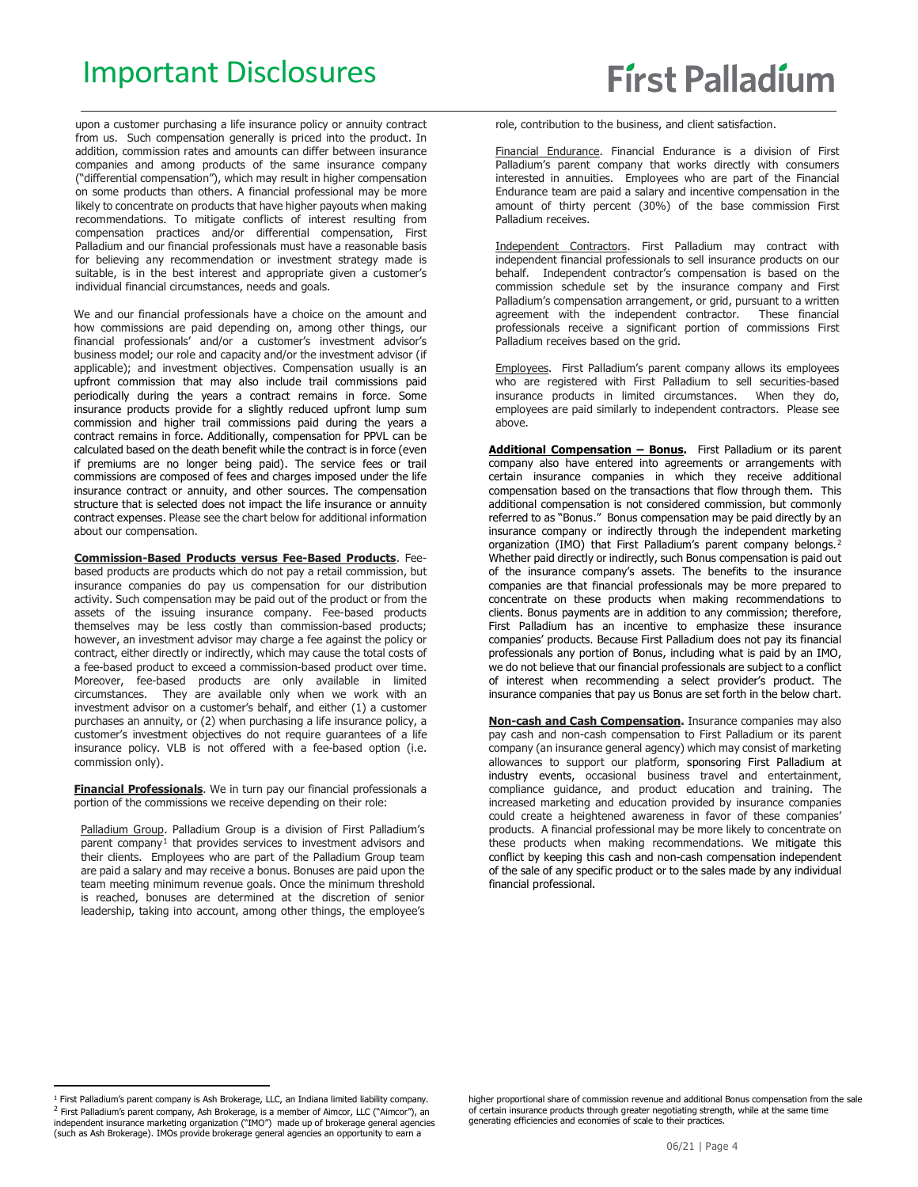upon a customer purchasing a life insurance policy or annuity contract from us. Such compensation generally is priced into the product. In addition, commission rates and amounts can differ between insurance companies and among products of the same insurance company ("differential compensation"), which may result in higher compensation on some products than others. A financial professional may be more likely to concentrate on products that have higher payouts when making recommendations. To mitigate conflicts of interest resulting from compensation practices and/or differential compensation, First Palladium and our financial professionals must have a reasonable basis for believing any recommendation or investment strategy made is suitable, is in the best interest and appropriate given a customer's individual financial circumstances, needs and goals.

We and our financial professionals have a choice on the amount and how commissions are paid depending on, among other things, our financial professionals' and/or a customer's investment advisor's business model; our role and capacity and/or the investment advisor (if applicable); and investment objectives. Compensation usually is an upfront commission that may also include trail commissions paid periodically during the years a contract remains in force. Some insurance products provide for a slightly reduced upfront lump sum commission and higher trail commissions paid during the years a contract remains in force. Additionally, compensation for PPVL can be calculated based on the death benefit while the contract is in force (even if premiums are no longer being paid). The service fees or trail commissions are composed of fees and charges imposed under the life insurance contract or annuity, and other sources. The compensation structure that is selected does not impact the life insurance or annuity contract expenses. Please see the chart below for additional information about our compensation.

**Commission-Based Products versus Fee-Based Products**. Fee-based products are products which do not pay a retail commission, but insurance companies do pay us compensation for our distribution activity. Such compensation may be paid out of the product or from the assets of the issuing insurance company. Fee-based products themselves may be less costly than commission-based products; however, an investment advisor may charge a fee against the policy or contract, either directly or indirectly, which may cause the total costs of a fee-based product to exceed a commission-based product over time. Moreover, fee-based products are only available in limited circumstances. They are available only when we work with an investment advisor on a customer's behalf, and either (1) a customer purchases an annuity, or (2) when purchasing a life insurance policy, a customer's investment objectives do not require guarantees of a life insurance policy. VLB is not offered with a fee-based option (i.e. commission only).

**Financial Professionals**. We in turn pay our financial professionals a portion of the commissions we receive depending on their role:

Palladium Group. Palladium Group is a division of First Palladium's parent company[1] that provides services to investment advisors and their clients. Employees who are part of the Palladium Group team are paid a salary and may receive a bonus. Bonuses are paid upon the team meeting minimum revenue goals. Once the minimum threshold is reached, bonuses are determined at the discretion of senior leadership, taking into account, among other things, the employee's role, contribution to the business, and client satisfaction.

Financial Endurance. Financial Endurance is a division of First Palladium's parent company that works directly with consumers interested in annuities. Employees who are part of the Financial Endurance team are paid a salary and incentive compensation in the amount of thirty percent (30%) of the base commission First Palladium receives.

Independent Contractors. First Palladium may contract with independent financial professionals to sell insurance products on our behalf. Independent contractor's compensation is based on the commission schedule set by the insurance company and First Palladium's compensation arrangement, or grid, pursuant to a written agreement with the independent contractor. These financial professionals receive a significant portion of commissions First Palladium receives based on the grid.

Employees. First Palladium's parent company allows its employees who are registered with First Palladium to sell securities-based insurance products in limited circumstances. When they do, employees are paid similarly to independent contractors. Please see above.

**Additional Compensation – Bonus.** First Palladium or its parent company also have entered into agreements or arrangements with certain insurance companies in which they receive additional compensation based on the transactions that flow through them. This additional compensation is not considered commission, but commonly referred to as "Bonus." Bonus compensation may be paid directly by an insurance company or indirectly through the independent marketing organization (IMO) that First Palladium's parent company belongs.[2] Whether paid directly or indirectly, such Bonus compensation is paid out of the insurance company's assets. The benefits to the insurance companies are that financial professionals may be more prepared to concentrate on these products when making recommendations to clients. Bonus payments are in addition to any commission; therefore, First Palladium has an incentive to emphasize these insurance companies' products. Because First Palladium does not pay its financial professionals any portion of Bonus, including what is paid by an IMO, we do not believe that our financial professionals are subject to a conflict of interest when recommending a select provider's product. The insurance companies that pay us Bonus are set forth in the below chart.

**Non-cash and Cash Compensation.** Insurance companies may also pay cash and non-cash compensation to First Palladium or its parent company (an insurance general agency) which may consist of marketing allowances to support our platform, sponsoring First Palladium at industry events, occasional business travel and entertainment, compliance guidance, and product education and training. The increased marketing and education provided by insurance companies could create a heightened awareness in favor of these companies' products. A financial professional may be more likely to concentrate on these products when making recommendations. We mitigate this conflict by keeping this cash and non-cash compensation independent of the sale of any specific product or to the sales made by any individual financial professional.

---

[1] First Palladium's parent company is Ash Brokerage, LLC, an Indiana limited liability company.

[2] First Palladium's parent company, Ash Brokerage, is a member of Aimcor, LLC ("Aimcor"), an independent insurance marketing organization ("IMO") made up of brokerage general agencies (such as Ash Brokerage). IMOs provide brokerage general agencies an opportunity to earn a higher proportional share of commission revenue and additional Bonus compensation from the sale of certain insurance products through greater negotiating strength, while at the same time generating efficiencies and economies of scale to their practices.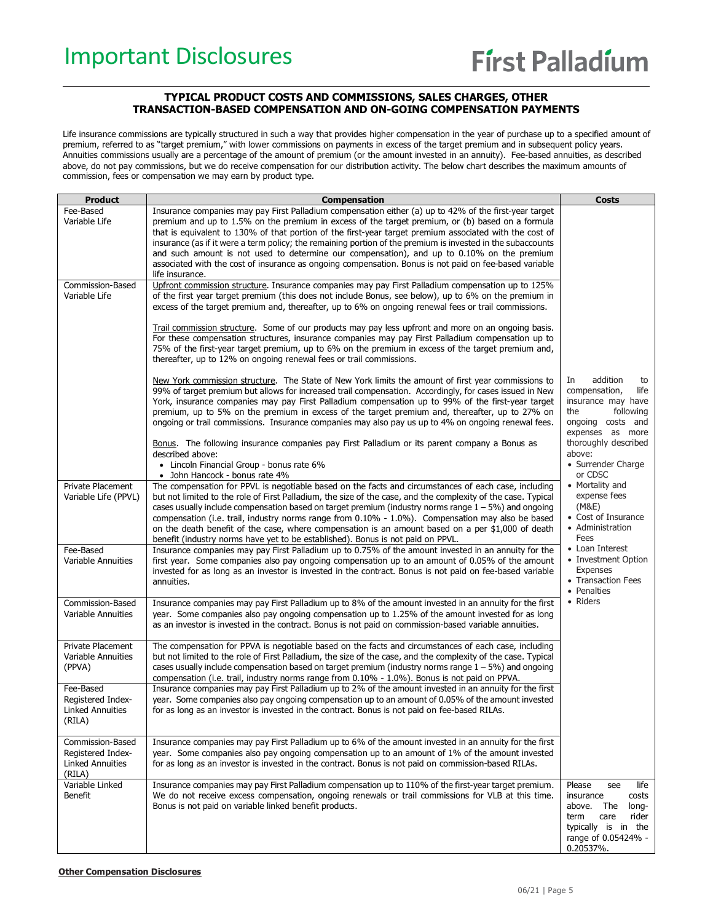# Important Disclosures

**TYPICAL PRODUCT COSTS AND COMMISSIONS, SALES CHARGES, OTHER TRANSACTION-BASED COMPENSATION AND ON-GOING COMPENSATION PAYMENTS**

Life insurance commissions are typically structured in such a way that provides higher compensation in the year of purchase up to a specified amount of premium, referred to as "target premium," with lower commissions on payments in excess of the target premium and in subsequent policy years. Annuities commissions usually are a percentage of the amount of premium (or the amount invested in an annuity). Fee-based annuities, as described above, do not pay commissions, but we do receive compensation for our distribution activity. The below chart describes the maximum amounts of commission, fees or compensation we may earn by product type.

| Product | Compensation | Costs |
|---|---|---|
| Fee-Based Variable Life | Insurance companies may pay First Palladium compensation either (a) up to 42% of the first-year target premium and up to 1.5% on the premium in excess of the target premium, or (b) based on a formula that is equivalent to 130% of that portion of the first-year target premium associated with the cost of insurance (as if it were a term policy; the remaining portion of the premium is invested in the subaccounts and such amount is not used to determine our compensation), and up to 0.10% on the premium associated with the cost of insurance as ongoing compensation. Bonus is not paid on fee-based variable life insurance. | In addition to compensation, life insurance may have the following ongoing costs and expenses as more thoroughly described above:<br>• Surrender Charge or CDSC<br>• Mortality and expense fees (M&E)<br>• Cost of Insurance<br>• Administration Fees<br>• Loan Interest<br>• Investment Option Expenses<br>• Transaction Fees<br>• Penalties<br>• Riders |
| Commission-Based Variable Life | Upfront commission structure. Insurance companies may pay First Palladium compensation up to 125% of the first year target premium (this does not include Bonus, see below), up to 6% on the premium in excess of the target premium and, thereafter, up to 6% on ongoing renewal fees or trail commissions.<br><br>Trail commission structure. Some of our products may pay less upfront and more on an ongoing basis. For these compensation structures, insurance companies may pay First Palladium compensation up to 75% of the first-year target premium, up to 6% on the premium in excess of the target premium and, thereafter, up to 12% on ongoing renewal fees or trail commissions.<br><br>New York commission structure. The State of New York limits the amount of first year commissions to 99% of target premium but allows for increased trail compensation. Accordingly, for cases issued in New York, insurance companies may pay First Palladium compensation up to 99% of the first-year target premium, up to 5% on the premium in excess of the target premium and, thereafter, up to 27% on ongoing or trail commissions. Insurance companies may also pay us up to 4% on ongoing renewal fees.<br><br>Bonus. The following insurance companies pay First Palladium or its parent company a Bonus as described above:<br>• Lincoln Financial Group - bonus rate 6%<br>• John Hancock - bonus rate 4% | |
| Private Placement Variable Life (PPVL) | The compensation for PPVL is negotiable based on the facts and circumstances of each case, including but not limited to the role of First Palladium, the size of the case, and the complexity of the case. Typical cases usually include compensation based on target premium (industry norms range 1 – 5%) and ongoing compensation (i.e. trail, industry norms range from 0.10% - 1.0%). Compensation may also be based on the death benefit of the case, where compensation is an amount based on a per $1,000 of death benefit (industry norms have yet to be established). Bonus is not paid on PPVL. | |
| Fee-Based Variable Annuities | Insurance companies may pay First Palladium up to 0.75% of the amount invested in an annuity for the first year. Some companies also pay ongoing compensation up to an amount of 0.05% of the amount invested for as long as an investor is invested in the contract. Bonus is not paid on fee-based variable annuities. | |
| Commission-Based Variable Annuities | Insurance companies may pay First Palladium up to 8% of the amount invested in an annuity for the first year. Some companies also pay ongoing compensation up to 1.25% of the amount invested for as long as an investor is invested in the contract. Bonus is not paid on commission-based variable annuities. | |
| Private Placement Variable Annuities (PPVA) | The compensation for PPVA is negotiable based on the facts and circumstances of each case, including but not limited to the role of First Palladium, the size of the case, and the complexity of the case. Typical cases usually include compensation based on target premium (industry norms range 1 – 5%) and ongoing compensation (i.e. trail, industry norms range from 0.10% - 1.0%). Bonus is not paid on PPVA. | |
| Fee-Based Registered Index-Linked Annuities (RILA) | Insurance companies may pay First Palladium up to 2% of the amount invested in an annuity for the first year. Some companies also pay ongoing compensation up to an amount of 0.05% of the amount invested for as long as an investor is invested in the contract. Bonus is not paid on fee-based RILAs. | |
| Commission-Based Registered Index-Linked Annuities (RILA) | Insurance companies may pay First Palladium up to 6% of the amount invested in an annuity for the first year. Some companies also pay ongoing compensation up to an amount of 1% of the amount invested for as long as an investor is invested in the contract. Bonus is not paid on commission-based RILAs. | |
| Variable Linked Benefit | Insurance companies may pay First Palladium compensation up to 110% of the first-year target premium. We do not receive excess compensation, ongoing renewals or trail commissions for VLB at this time. Bonus is not paid on variable linked benefit products. | Please see life insurance costs above. The long-term care rider typically is in the range of 0.05424% - 0.20537%. |

**Other Compensation Disclosures**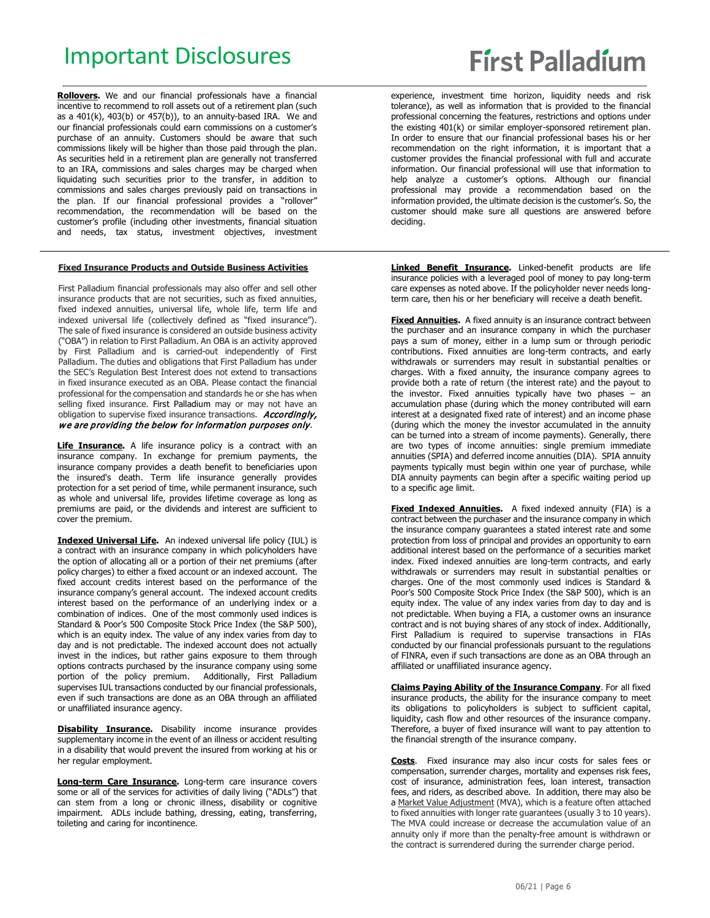# Important Disclosures

**Rollovers.** We and our financial professionals have a financial incentive to recommend to roll assets out of a retirement plan (such as a 401(k), 403(b) or 457(b)), to an annuity-based IRA. We and our financial professionals could earn commissions on a customer's purchase of an annuity. Customers should be aware that such commissions likely will be higher than those paid through the plan. As securities held in a retirement plan are generally not transferred to an IRA, commissions and sales charges may be charged when liquidating such securities prior to the transfer, in addition to commissions and sales charges previously paid on transactions in the plan. If our financial professional provides a "rollover" recommendation, the recommendation will be based on the customer's profile (including other investments, financial situation and needs, tax status, investment objectives, investment experience, investment time horizon, liquidity needs and risk tolerance), as well as information that is provided to the financial professional concerning the features, restrictions and options under the existing 401(k) or similar employer-sponsored retirement plan. In order to ensure that our financial professional bases his or her recommendation on the right information, it is important that a customer provides the financial professional with full and accurate information. Our financial professional will use that information to help analyze a customer's options. Although our financial professional may provide a recommendation based on the information provided, the ultimate decision is the customer's. So, the customer should make sure all questions are answered before deciding.

**Fixed Insurance Products and Outside Business Activities**

First Palladium financial professionals may also offer and sell other insurance products that are not securities, such as fixed annuities, fixed indexed annuities, universal life, whole life, term life and indexed universal life (collectively defined as "fixed insurance"). The sale of fixed insurance is considered an outside business activity ("OBA") in relation to First Palladium. An OBA is an activity approved by First Palladium and is carried-out independently of First Palladium. The duties and obligations that First Palladium has under the SEC's Regulation Best Interest does not extend to transactions in fixed insurance executed as an OBA. Please contact the financial professional for the compensation and standards he or she has when selling fixed insurance. First Palladium may or may not have an obligation to supervise fixed insurance transactions. ***Accordingly, we are providing the below for information purposes only***.

**Life Insurance.** A life insurance policy is a contract with an insurance company. In exchange for premium payments, the insurance company provides a death benefit to beneficiaries upon the insured's death. Term life insurance generally provides protection for a set period of time, while permanent insurance, such as whole and universal life, provides lifetime coverage as long as premiums are paid, or the dividends and interest are sufficient to cover the premium.

**Indexed Universal Life.** An indexed universal life policy (IUL) is a contract with an insurance company in which policyholders have the option of allocating all or a portion of their net premiums (after policy charges) to either a fixed account or an indexed account. The fixed account credits interest based on the performance of the insurance company's general account. The indexed account credits interest based on the performance of an underlying index or a combination of indices. One of the most commonly used indices is Standard & Poor's 500 Composite Stock Price Index (the S&P 500), which is an equity index. The value of any index varies from day to day and is not predictable. The indexed account does not actually invest in the indices, but rather gains exposure to them through options contracts purchased by the insurance company using some portion of the policy premium. Additionally, First Palladium supervises IUL transactions conducted by our financial professionals, even if such transactions are done as an OBA through an affiliated or unaffiliated insurance agency.

**Disability Insurance.** Disability income insurance provides supplementary income in the event of an illness or accident resulting in a disability that would prevent the insured from working at his or her regular employment.

**Long-term Care Insurance.** Long-term care insurance covers some or all of the services for activities of daily living ("ADLs") that can stem from a long or chronic illness, disability or cognitive impairment. ADLs include bathing, dressing, eating, transferring, toileting and caring for incontinence.

**Linked Benefit Insurance.** Linked-benefit products are life insurance policies with a leveraged pool of money to pay long-term care expenses as noted above. If the policyholder never needs long-term care, then his or her beneficiary will receive a death benefit.

**Fixed Annuities.** A fixed annuity is an insurance contract between the purchaser and an insurance company in which the purchaser pays a sum of money, either in a lump sum or through periodic contributions. Fixed annuities are long-term contracts, and early withdrawals or surrenders may result in substantial penalties or charges. With a fixed annuity, the insurance company agrees to provide both a rate of return (the interest rate) and the payout to the investor. Fixed annuities typically have two phases – an accumulation phase (during which the money contributed will earn interest at a designated fixed rate of interest) and an income phase (during which the money the investor accumulated in the annuity can be turned into a stream of income payments). Generally, there are two types of income annuities: single premium immediate annuities (SPIA) and deferred income annuities (DIA). SPIA annuity payments typically must begin within one year of purchase, while DIA annuity payments can begin after a specific waiting period up to a specific age limit.

**Fixed Indexed Annuities.** A fixed indexed annuity (FIA) is a contract between the purchaser and the insurance company in which the insurance company guarantees a stated interest rate and some protection from loss of principal and provides an opportunity to earn additional interest based on the performance of a securities market index. Fixed indexed annuities are long-term contracts, and early withdrawals or surrenders may result in substantial penalties or charges. One of the most commonly used indices is Standard & Poor's 500 Composite Stock Price Index (the S&P 500), which is an equity index. The value of any index varies from day to day and is not predictable. When buying a FIA, a customer owns an insurance contract and is not buying shares of any stock of index. Additionally, First Palladium is required to supervise transactions in FIAs conducted by our financial professionals pursuant to the regulations of FINRA, even if such transactions are done as an OBA through an affiliated or unaffiliated insurance agency.

**Claims Paying Ability of the Insurance Company**. For all fixed insurance products, the ability for the insurance company to meet its obligations to policyholders is subject to sufficient capital, liquidity, cash flow and other resources of the insurance company. Therefore, a buyer of fixed insurance will want to pay attention to the financial strength of the insurance company.

**Costs**. Fixed insurance may also incur costs for sales fees or compensation, surrender charges, mortality and expenses risk fees, cost of insurance, administration fees, loan interest, transaction fees, and riders, as described above. In addition, there may also be a Market Value Adjustment (MVA), which is a feature often attached to fixed annuities with longer rate guarantees (usually 3 to 10 years). The MVA could increase or decrease the accumulation value of an annuity only if more than the penalty-free amount is withdrawn or the contract is surrendered during the surrender charge period.